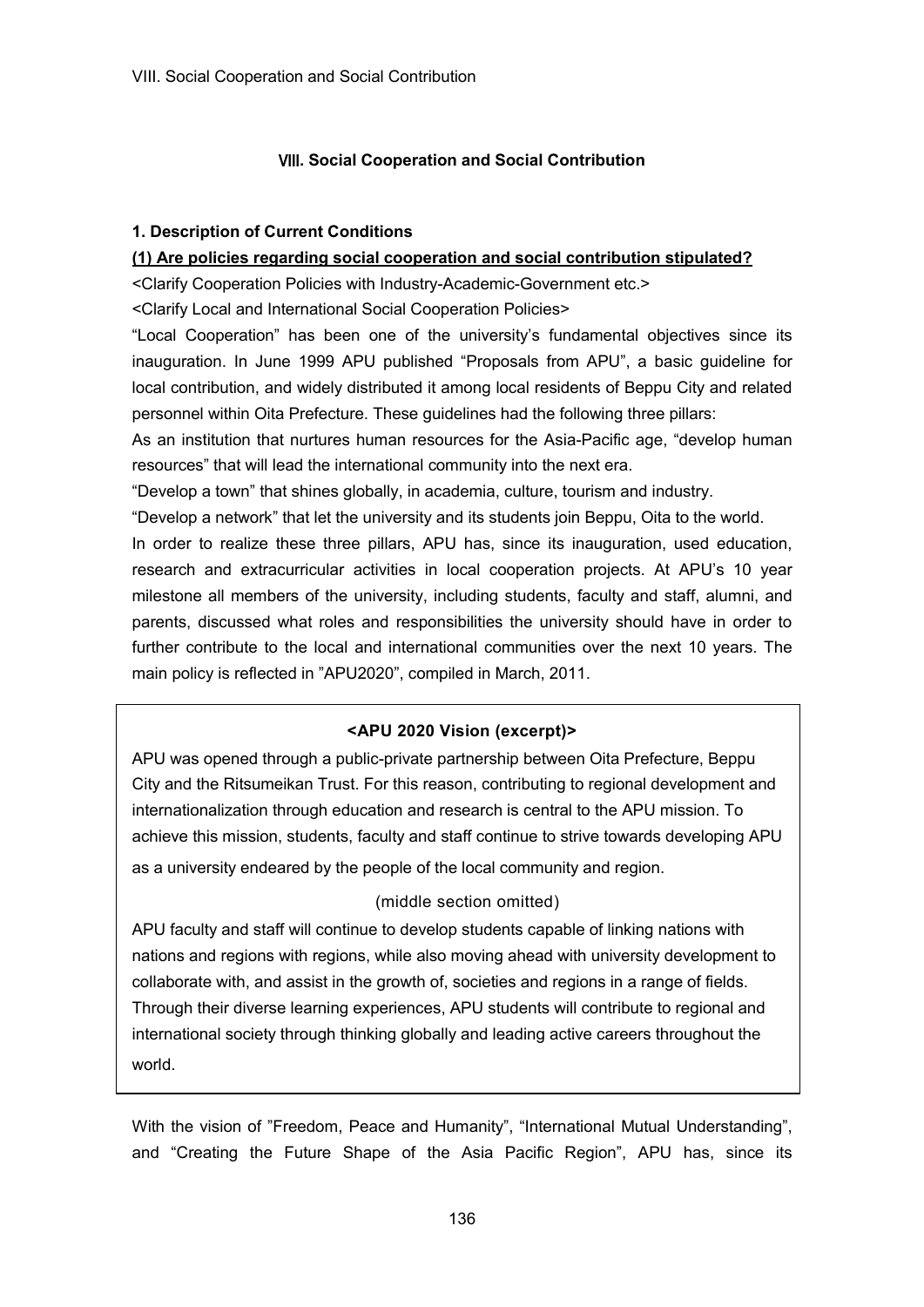## Ⅷ. Social Cooperation and Social Contribution

### 1. Description of Current Conditions

**(1) Are policies regarding social cooperation and social contribution stipulated?**

<Clarify Cooperation Policies with Industry-Academic-Government etc.>

<Clarify Local and International Social Cooperation Policies>

"Local Cooperation" has been one of the university's fundamental objectives since its inauguration. In June 1999 APU published "Proposals from APU", a basic guideline for local contribution, and widely distributed it among local residents of Beppu City and related personnel within Oita Prefecture. These guidelines had the following three pillars:

As an institution that nurtures human resources for the Asia-Pacific age, "develop human resources" that will lead the international community into the next era.

"Develop a town" that shines globally, in academia, culture, tourism and industry.

"Develop a network" that let the university and its students join Beppu, Oita to the world.

In order to realize these three pillars, APU has, since its inauguration, used education, research and extracurricular activities in local cooperation projects. At APU's 10 year milestone all members of the university, including students, faculty and staff, alumni, and parents, discussed what roles and responsibilities the university should have in order to further contribute to the local and international communities over the next 10 years. The main policy is reflected in "APU2020", compiled in March, 2011.

> **<APU 2020 Vision (excerpt)>**
>
> APU was opened through a public-private partnership between Oita Prefecture, Beppu City and the Ritsumeikan Trust. For this reason, contributing to regional development and internationalization through education and research is central to the APU mission. To achieve this mission, students, faculty and staff continue to strive towards developing APU as a university endeared by the people of the local community and region.
>
> (middle section omitted)
>
> APU faculty and staff will continue to develop students capable of linking nations with nations and regions with regions, while also moving ahead with university development to collaborate with, and assist in the growth of, societies and regions in a range of fields. Through their diverse learning experiences, APU students will contribute to regional and international society through thinking globally and leading active careers throughout the world.

With the vision of "Freedom, Peace and Humanity", "International Mutual Understanding", and "Creating the Future Shape of the Asia Pacific Region", APU has, since its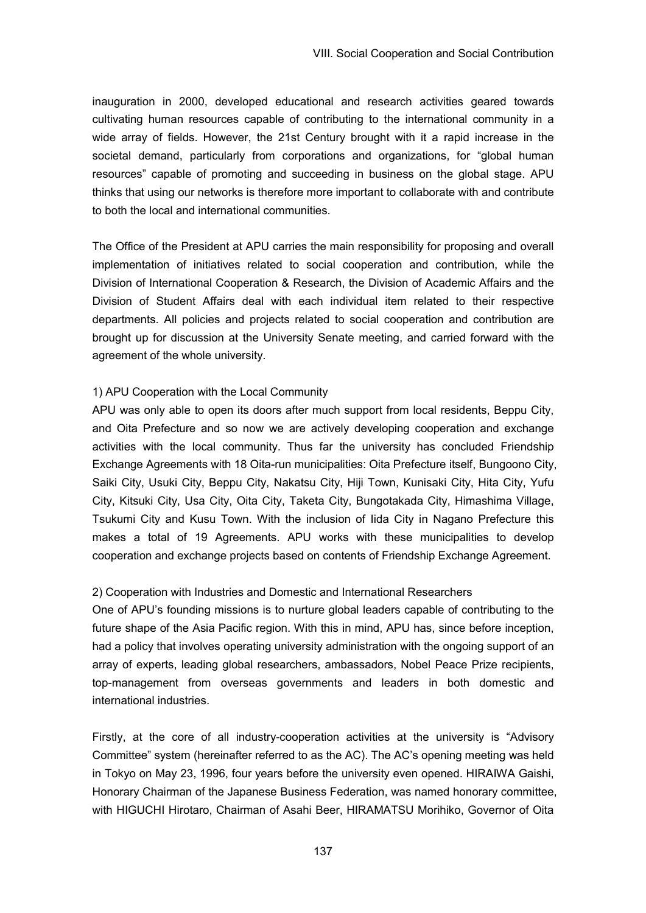inauguration in 2000, developed educational and research activities geared towards cultivating human resources capable of contributing to the international community in a wide array of fields. However, the 21st Century brought with it a rapid increase in the societal demand, particularly from corporations and organizations, for "global human resources" capable of promoting and succeeding in business on the global stage. APU thinks that using our networks is therefore more important to collaborate with and contribute to both the local and international communities.

The Office of the President at APU carries the main responsibility for proposing and overall implementation of initiatives related to social cooperation and contribution, while the Division of International Cooperation & Research, the Division of Academic Affairs and the Division of Student Affairs deal with each individual item related to their respective departments. All policies and projects related to social cooperation and contribution are brought up for discussion at the University Senate meeting, and carried forward with the agreement of the whole university.

1) APU Cooperation with the Local Community

APU was only able to open its doors after much support from local residents, Beppu City, and Oita Prefecture and so now we are actively developing cooperation and exchange activities with the local community. Thus far the university has concluded Friendship Exchange Agreements with 18 Oita-run municipalities: Oita Prefecture itself, Bungoono City, Saiki City, Usuki City, Beppu City, Nakatsu City, Hiji Town, Kunisaki City, Hita City, Yufu City, Kitsuki City, Usa City, Oita City, Taketa City, Bungotakada City, Himashima Village, Tsukumi City and Kusu Town. With the inclusion of Iida City in Nagano Prefecture this makes a total of 19 Agreements. APU works with these municipalities to develop cooperation and exchange projects based on contents of Friendship Exchange Agreement.

2) Cooperation with Industries and Domestic and International Researchers

One of APU's founding missions is to nurture global leaders capable of contributing to the future shape of the Asia Pacific region. With this in mind, APU has, since before inception, had a policy that involves operating university administration with the ongoing support of an array of experts, leading global researchers, ambassadors, Nobel Peace Prize recipients, top-management from overseas governments and leaders in both domestic and international industries.

Firstly, at the core of all industry-cooperation activities at the university is "Advisory Committee" system (hereinafter referred to as the AC). The AC's opening meeting was held in Tokyo on May 23, 1996, four years before the university even opened. HIRAIWA Gaishi, Honorary Chairman of the Japanese Business Federation, was named honorary committee, with HIGUCHI Hirotaro, Chairman of Asahi Beer, HIRAMATSU Morihiko, Governor of Oita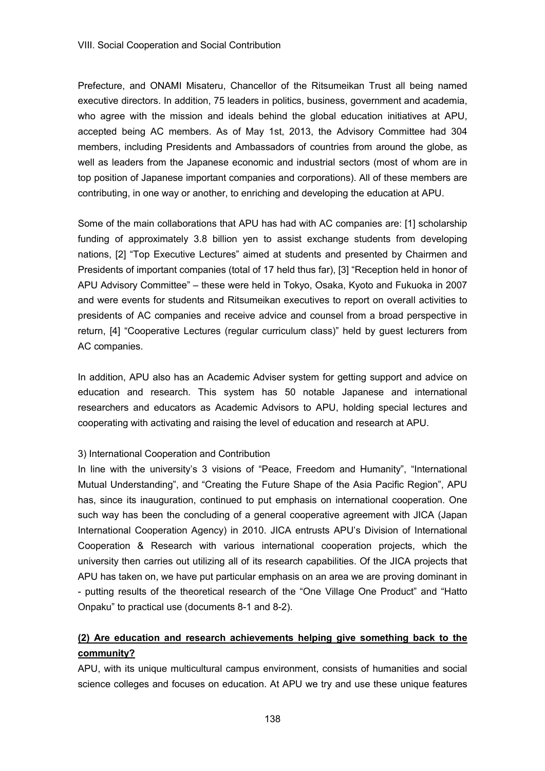Prefecture, and ONAMI Misateru, Chancellor of the Ritsumeikan Trust all being named executive directors. In addition, 75 leaders in politics, business, government and academia, who agree with the mission and ideals behind the global education initiatives at APU, accepted being AC members. As of May 1st, 2013, the Advisory Committee had 304 members, including Presidents and Ambassadors of countries from around the globe, as well as leaders from the Japanese economic and industrial sectors (most of whom are in top position of Japanese important companies and corporations). All of these members are contributing, in one way or another, to enriching and developing the education at APU.

Some of the main collaborations that APU has had with AC companies are: [1] scholarship funding of approximately 3.8 billion yen to assist exchange students from developing nations, [2] "Top Executive Lectures" aimed at students and presented by Chairmen and Presidents of important companies (total of 17 held thus far), [3] "Reception held in honor of APU Advisory Committee" – these were held in Tokyo, Osaka, Kyoto and Fukuoka in 2007 and were events for students and Ritsumeikan executives to report on overall activities to presidents of AC companies and receive advice and counsel from a broad perspective in return, [4] "Cooperative Lectures (regular curriculum class)" held by guest lecturers from AC companies.

In addition, APU also has an Academic Adviser system for getting support and advice on education and research. This system has 50 notable Japanese and international researchers and educators as Academic Advisors to APU, holding special lectures and cooperating with activating and raising the level of education and research at APU.

3) International Cooperation and Contribution

In line with the university's 3 visions of "Peace, Freedom and Humanity", "International Mutual Understanding", and "Creating the Future Shape of the Asia Pacific Region", APU has, since its inauguration, continued to put emphasis on international cooperation. One such way has been the concluding of a general cooperative agreement with JICA (Japan International Cooperation Agency) in 2010. JICA entrusts APU's Division of International Cooperation & Research with various international cooperation projects, which the university then carries out utilizing all of its research capabilities. Of the JICA projects that APU has taken on, we have put particular emphasis on an area we are proving dominant in - putting results of the theoretical research of the "One Village One Product" and "Hatto Onpaku" to practical use (documents 8-1 and 8-2).

**(2) Are education and research achievements helping give something back to the community?**

APU, with its unique multicultural campus environment, consists of humanities and social science colleges and focuses on education. At APU we try and use these unique features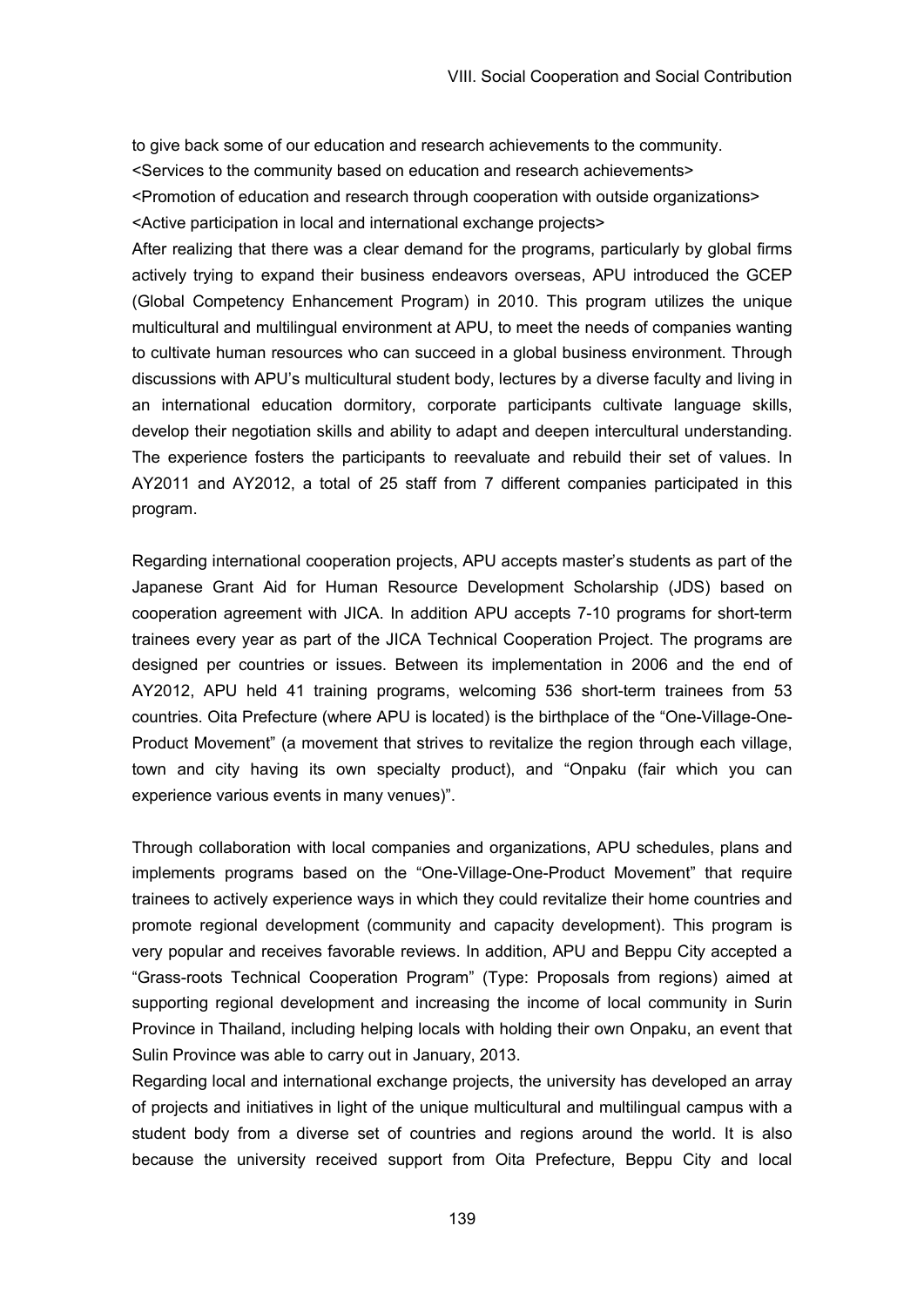to give back some of our education and research achievements to the community.

<Services to the community based on education and research achievements>

<Promotion of education and research through cooperation with outside organizations>

<Active participation in local and international exchange projects>

After realizing that there was a clear demand for the programs, particularly by global firms actively trying to expand their business endeavors overseas, APU introduced the GCEP (Global Competency Enhancement Program) in 2010. This program utilizes the unique multicultural and multilingual environment at APU, to meet the needs of companies wanting to cultivate human resources who can succeed in a global business environment. Through discussions with APU's multicultural student body, lectures by a diverse faculty and living in an international education dormitory, corporate participants cultivate language skills, develop their negotiation skills and ability to adapt and deepen intercultural understanding. The experience fosters the participants to reevaluate and rebuild their set of values. In AY2011 and AY2012, a total of 25 staff from 7 different companies participated in this program.

Regarding international cooperation projects, APU accepts master's students as part of the Japanese Grant Aid for Human Resource Development Scholarship (JDS) based on cooperation agreement with JICA. In addition APU accepts 7-10 programs for short-term trainees every year as part of the JICA Technical Cooperation Project. The programs are designed per countries or issues. Between its implementation in 2006 and the end of AY2012, APU held 41 training programs, welcoming 536 short-term trainees from 53 countries. Oita Prefecture (where APU is located) is the birthplace of the "One-Village-One-Product Movement" (a movement that strives to revitalize the region through each village, town and city having its own specialty product), and "Onpaku (fair which you can experience various events in many venues)".

Through collaboration with local companies and organizations, APU schedules, plans and implements programs based on the "One-Village-One-Product Movement" that require trainees to actively experience ways in which they could revitalize their home countries and promote regional development (community and capacity development). This program is very popular and receives favorable reviews. In addition, APU and Beppu City accepted a "Grass-roots Technical Cooperation Program" (Type: Proposals from regions) aimed at supporting regional development and increasing the income of local community in Surin Province in Thailand, including helping locals with holding their own Onpaku, an event that Sulin Province was able to carry out in January, 2013.

Regarding local and international exchange projects, the university has developed an array of projects and initiatives in light of the unique multicultural and multilingual campus with a student body from a diverse set of countries and regions around the world. It is also because the university received support from Oita Prefecture, Beppu City and local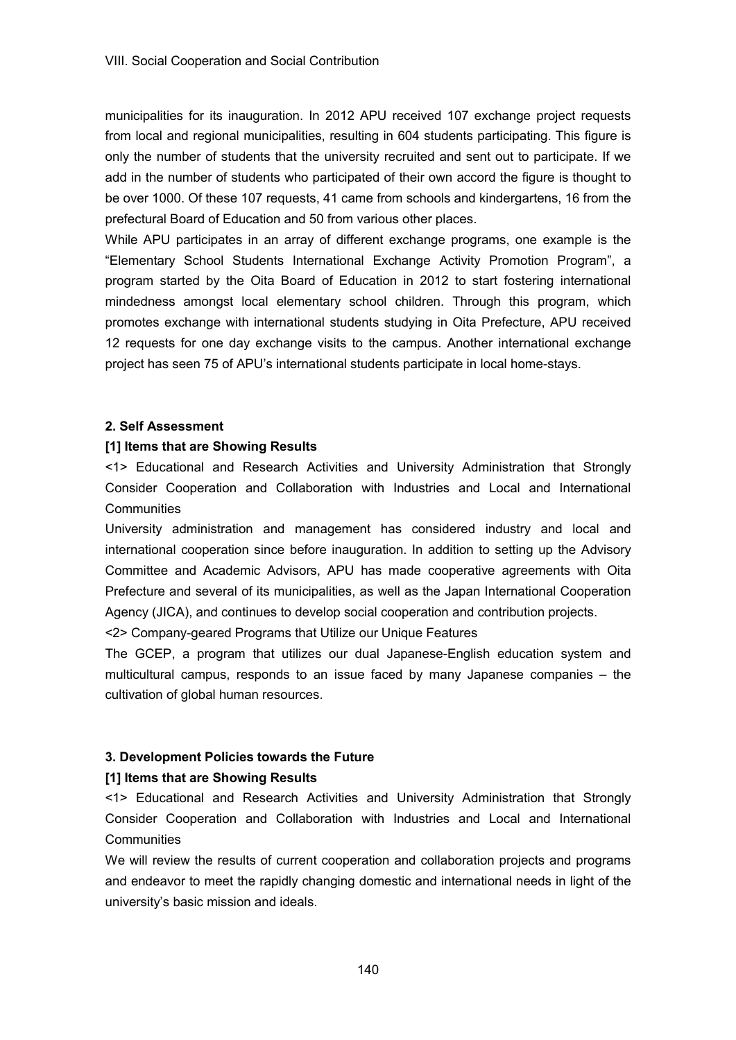municipalities for its inauguration. In 2012 APU received 107 exchange project requests from local and regional municipalities, resulting in 604 students participating. This figure is only the number of students that the university recruited and sent out to participate. If we add in the number of students who participated of their own accord the figure is thought to be over 1000. Of these 107 requests, 41 came from schools and kindergartens, 16 from the prefectural Board of Education and 50 from various other places.

While APU participates in an array of different exchange programs, one example is the "Elementary School Students International Exchange Activity Promotion Program", a program started by the Oita Board of Education in 2012 to start fostering international mindedness amongst local elementary school children. Through this program, which promotes exchange with international students studying in Oita Prefecture, APU received 12 requests for one day exchange visits to the campus. Another international exchange project has seen 75 of APU's international students participate in local home-stays.

### 2. Self Assessment

#### [1] Items that are Showing Results

<1> Educational and Research Activities and University Administration that Strongly Consider Cooperation and Collaboration with Industries and Local and International Communities

University administration and management has considered industry and local and international cooperation since before inauguration. In addition to setting up the Advisory Committee and Academic Advisors, APU has made cooperative agreements with Oita Prefecture and several of its municipalities, as well as the Japan International Cooperation Agency (JICA), and continues to develop social cooperation and contribution projects.

<2> Company-geared Programs that Utilize our Unique Features

The GCEP, a program that utilizes our dual Japanese-English education system and multicultural campus, responds to an issue faced by many Japanese companies – the cultivation of global human resources.

### 3. Development Policies towards the Future

#### [1] Items that are Showing Results

<1> Educational and Research Activities and University Administration that Strongly Consider Cooperation and Collaboration with Industries and Local and International Communities

We will review the results of current cooperation and collaboration projects and programs and endeavor to meet the rapidly changing domestic and international needs in light of the university's basic mission and ideals.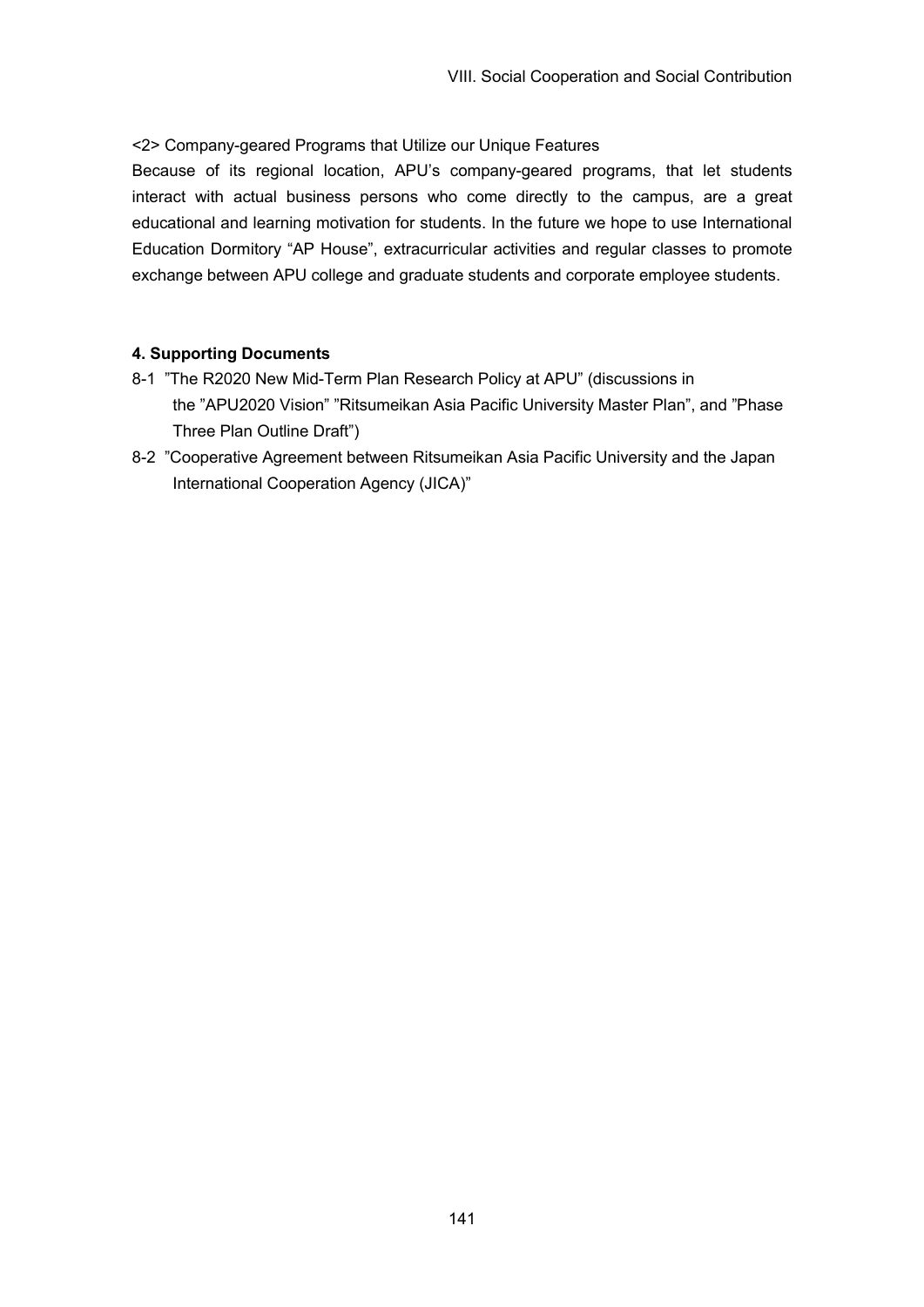<2> Company-geared Programs that Utilize our Unique Features

Because of its regional location, APU's company-geared programs, that let students interact with actual business persons who come directly to the campus, are a great educational and learning motivation for students. In the future we hope to use International Education Dormitory "AP House", extracurricular activities and regular classes to promote exchange between APU college and graduate students and corporate employee students.

#### 4. Supporting Documents

8-1 "The R2020 New Mid-Term Plan Research Policy at APU" (discussions in the "APU2020 Vision" "Ritsumeikan Asia Pacific University Master Plan", and "Phase Three Plan Outline Draft")

8-2 "Cooperative Agreement between Ritsumeikan Asia Pacific University and the Japan International Cooperation Agency (JICA)"